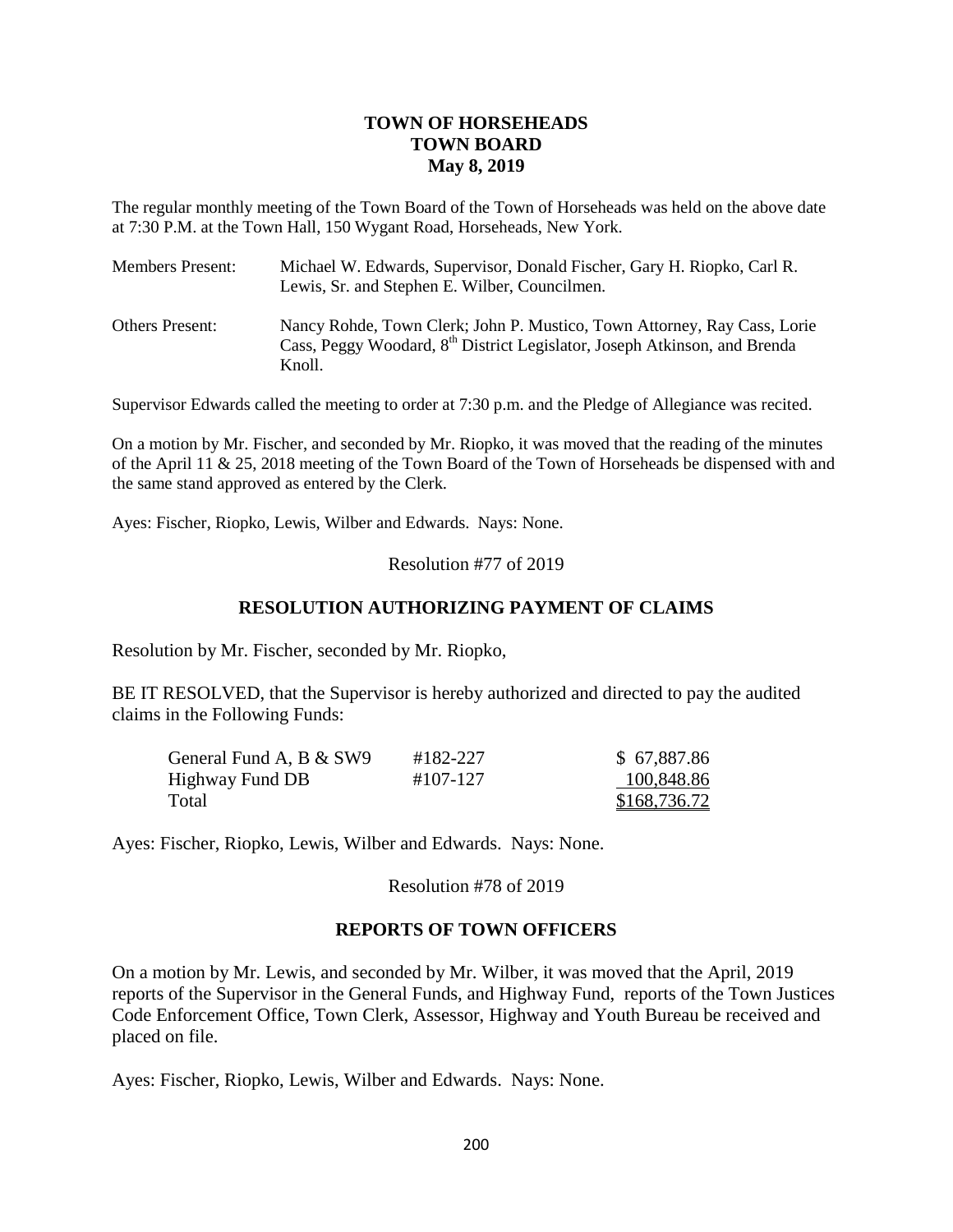# TOWN OF HORSEHEADS
## TOWN BOARD
### May 8, 2019

The regular monthly meeting of the Town Board of the Town of Horseheads was held on the above date at 7:30 P.M. at the Town Hall, 150 Wygant Road, Horseheads, New York.

| | |
|---|---|
| Members Present: | Michael W. Edwards, Supervisor, Donald Fischer, Gary H. Riopko, Carl R. Lewis, Sr. and Stephen E. Wilber, Councilmen. |
| Others Present: | Nancy Rohde, Town Clerk; John P. Mustico, Town Attorney, Ray Cass, Lorie Cass, Peggy Woodard, 8th District Legislator, Joseph Atkinson, and Brenda Knoll. |

Supervisor Edwards called the meeting to order at 7:30 p.m. and the Pledge of Allegiance was recited.

On a motion by Mr. Fischer, and seconded by Mr. Riopko, it was moved that the reading of the minutes of the April 11 & 25, 2018 meeting of the Town Board of the Town of Horseheads be dispensed with and the same stand approved as entered by the Clerk.

Ayes: Fischer, Riopko, Lewis, Wilber and Edwards. Nays: None.

Resolution #77 of 2019

**RESOLUTION AUTHORIZING PAYMENT OF CLAIMS**

Resolution by Mr. Fischer, seconded by Mr. Riopko,

BE IT RESOLVED, that the Supervisor is hereby authorized and directed to pay the audited claims in the Following Funds:

| | | |
|---|---|---|
| General Fund A, B & SW9 | #182-227 | $ 67,887.86 |
| Highway Fund DB | #107-127 | 100,848.86 |
| Total | | $168,736.72 |

Ayes: Fischer, Riopko, Lewis, Wilber and Edwards. Nays: None.

Resolution #78 of 2019

**REPORTS OF TOWN OFFICERS**

On a motion by Mr. Lewis, and seconded by Mr. Wilber, it was moved that the April, 2019 reports of the Supervisor in the General Funds, and Highway Fund, reports of the Town Justices Code Enforcement Office, Town Clerk, Assessor, Highway and Youth Bureau be received and placed on file.

Ayes: Fischer, Riopko, Lewis, Wilber and Edwards. Nays: None.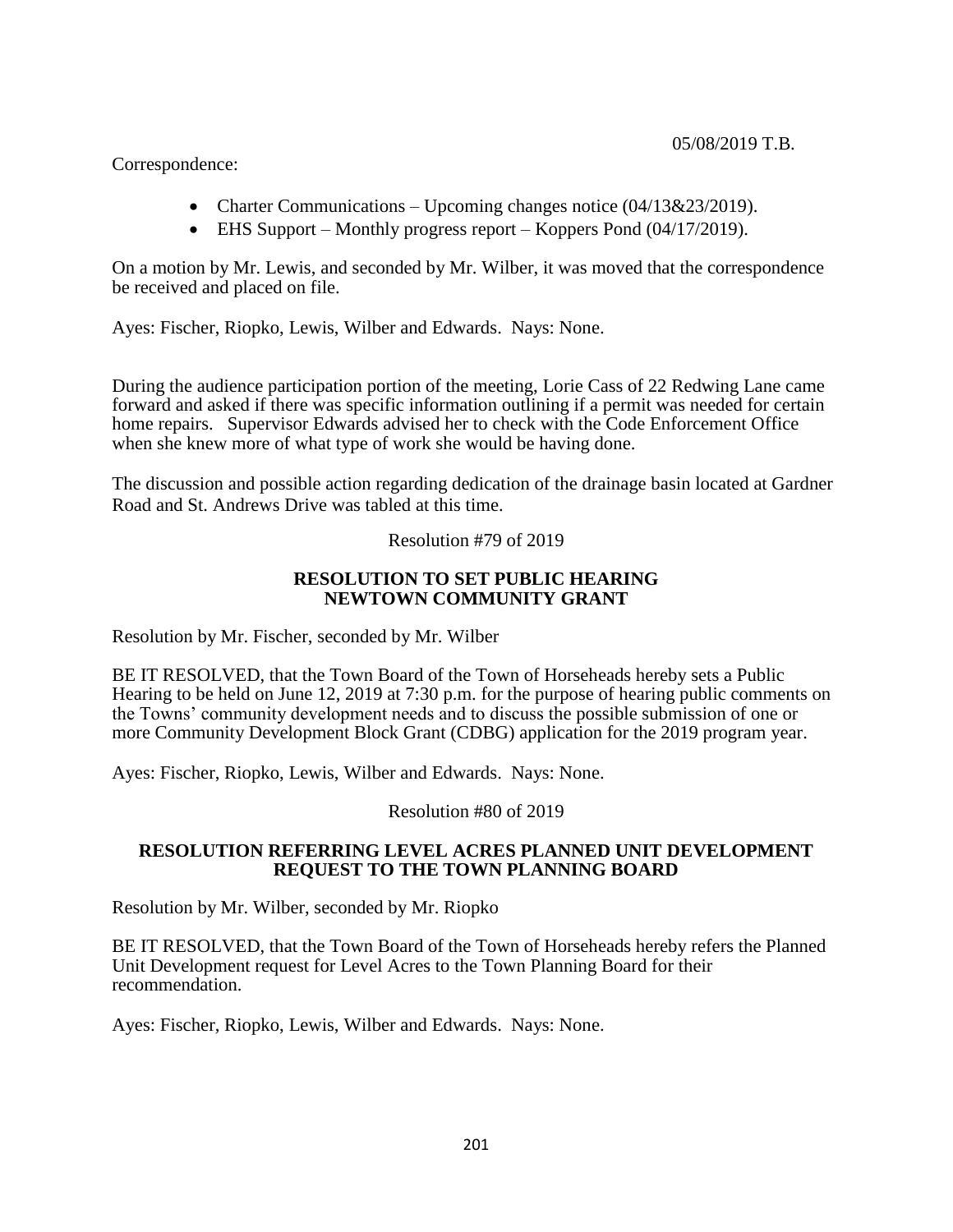Correspondence:

- Charter Communications – Upcoming changes notice (04/13&23/2019).
- EHS Support – Monthly progress report – Koppers Pond (04/17/2019).

On a motion by Mr. Lewis, and seconded by Mr. Wilber, it was moved that the correspondence be received and placed on file.

Ayes: Fischer, Riopko, Lewis, Wilber and Edwards. Nays: None.

During the audience participation portion of the meeting, Lorie Cass of 22 Redwing Lane came forward and asked if there was specific information outlining if a permit was needed for certain home repairs. Supervisor Edwards advised her to check with the Code Enforcement Office when she knew more of what type of work she would be having done.

The discussion and possible action regarding dedication of the drainage basin located at Gardner Road and St. Andrews Drive was tabled at this time.

Resolution #79 of 2019

**RESOLUTION TO SET PUBLIC HEARING NEWTOWN COMMUNITY GRANT**

Resolution by Mr. Fischer, seconded by Mr. Wilber

BE IT RESOLVED, that the Town Board of the Town of Horseheads hereby sets a Public Hearing to be held on June 12, 2019 at 7:30 p.m. for the purpose of hearing public comments on the Towns' community development needs and to discuss the possible submission of one or more Community Development Block Grant (CDBG) application for the 2019 program year.

Ayes: Fischer, Riopko, Lewis, Wilber and Edwards. Nays: None.

Resolution #80 of 2019

**RESOLUTION REFERRING LEVEL ACRES PLANNED UNIT DEVELOPMENT REQUEST TO THE TOWN PLANNING BOARD**

Resolution by Mr. Wilber, seconded by Mr. Riopko

BE IT RESOLVED, that the Town Board of the Town of Horseheads hereby refers the Planned Unit Development request for Level Acres to the Town Planning Board for their recommendation.

Ayes: Fischer, Riopko, Lewis, Wilber and Edwards. Nays: None.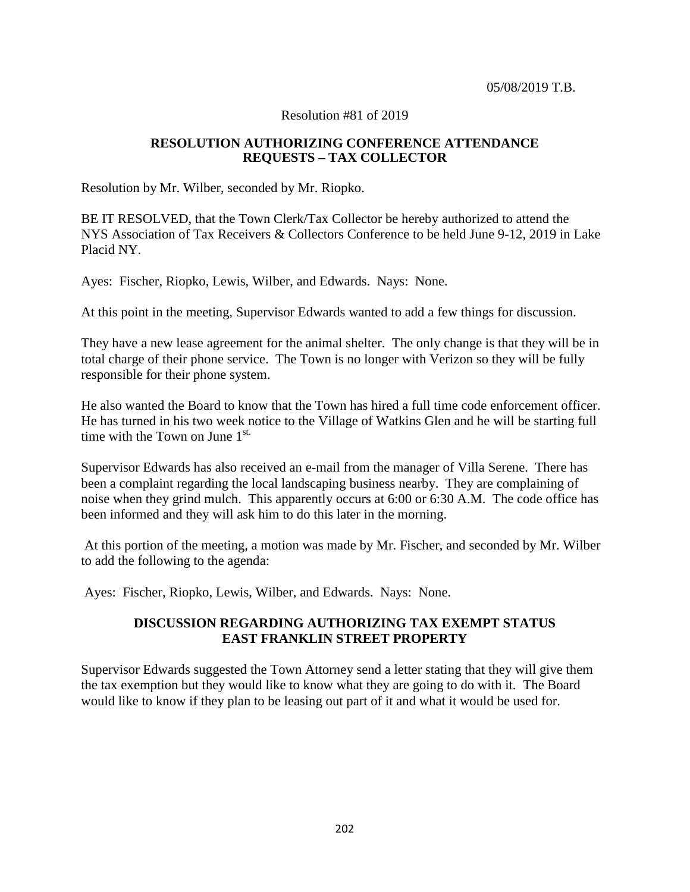05/08/2019 T.B.

Resolution #81 of 2019

**RESOLUTION AUTHORIZING CONFERENCE ATTENDANCE REQUESTS – TAX COLLECTOR**

Resolution by Mr. Wilber, seconded by Mr. Riopko.

BE IT RESOLVED, that the Town Clerk/Tax Collector be hereby authorized to attend the NYS Association of Tax Receivers & Collectors Conference to be held June 9-12, 2019 in Lake Placid NY.

Ayes: Fischer, Riopko, Lewis, Wilber, and Edwards. Nays: None.

At this point in the meeting, Supervisor Edwards wanted to add a few things for discussion.

They have a new lease agreement for the animal shelter. The only change is that they will be in total charge of their phone service. The Town is no longer with Verizon so they will be fully responsible for their phone system.

He also wanted the Board to know that the Town has hired a full time code enforcement officer. He has turned in his two week notice to the Village of Watkins Glen and he will be starting full time with the Town on June 1st.

Supervisor Edwards has also received an e-mail from the manager of Villa Serene. There has been a complaint regarding the local landscaping business nearby. They are complaining of noise when they grind mulch. This apparently occurs at 6:00 or 6:30 A.M. The code office has been informed and they will ask him to do this later in the morning.

At this portion of the meeting, a motion was made by Mr. Fischer, and seconded by Mr. Wilber to add the following to the agenda:

Ayes: Fischer, Riopko, Lewis, Wilber, and Edwards. Nays: None.

**DISCUSSION REGARDING AUTHORIZING TAX EXEMPT STATUS EAST FRANKLIN STREET PROPERTY**

Supervisor Edwards suggested the Town Attorney send a letter stating that they will give them the tax exemption but they would like to know what they are going to do with it. The Board would like to know if they plan to be leasing out part of it and what it would be used for.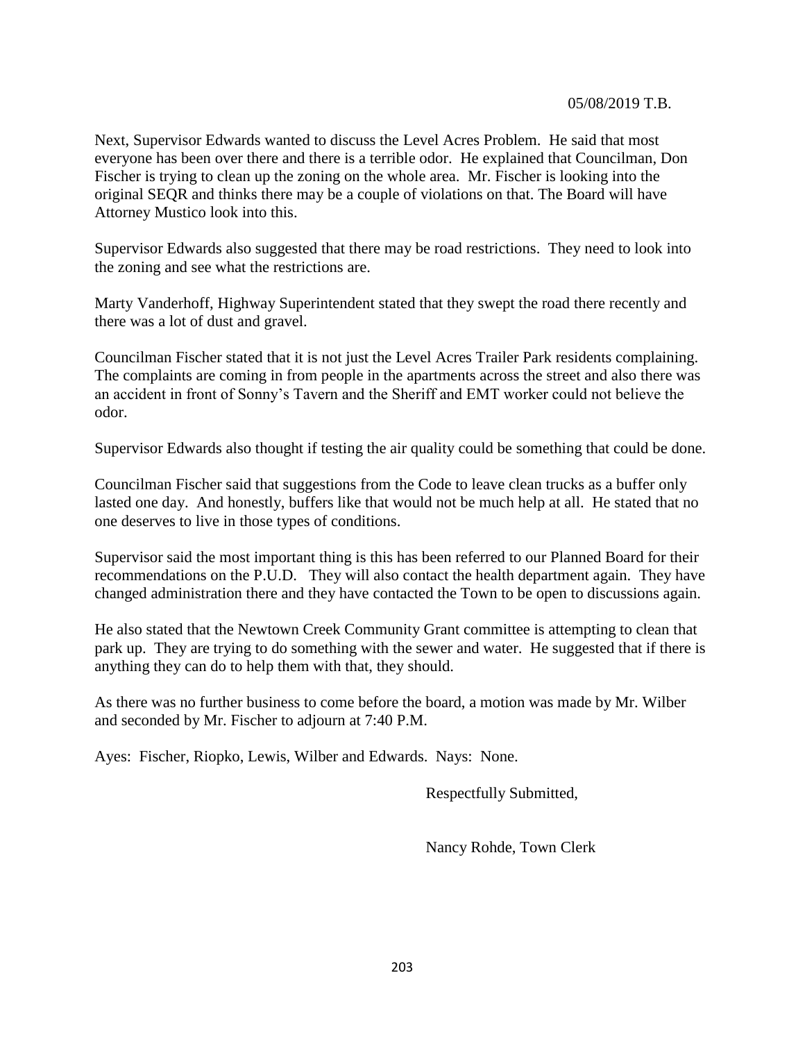05/08/2019 T.B.

Next, Supervisor Edwards wanted to discuss the Level Acres Problem. He said that most everyone has been over there and there is a terrible odor. He explained that Councilman, Don Fischer is trying to clean up the zoning on the whole area. Mr. Fischer is looking into the original SEQR and thinks there may be a couple of violations on that. The Board will have Attorney Mustico look into this.

Supervisor Edwards also suggested that there may be road restrictions. They need to look into the zoning and see what the restrictions are.

Marty Vanderhoff, Highway Superintendent stated that they swept the road there recently and there was a lot of dust and gravel.

Councilman Fischer stated that it is not just the Level Acres Trailer Park residents complaining. The complaints are coming in from people in the apartments across the street and also there was an accident in front of Sonny's Tavern and the Sheriff and EMT worker could not believe the odor.

Supervisor Edwards also thought if testing the air quality could be something that could be done.

Councilman Fischer said that suggestions from the Code to leave clean trucks as a buffer only lasted one day. And honestly, buffers like that would not be much help at all. He stated that no one deserves to live in those types of conditions.

Supervisor said the most important thing is this has been referred to our Planned Board for their recommendations on the P.U.D. They will also contact the health department again. They have changed administration there and they have contacted the Town to be open to discussions again.

He also stated that the Newtown Creek Community Grant committee is attempting to clean that park up. They are trying to do something with the sewer and water. He suggested that if there is anything they can do to help them with that, they should.

As there was no further business to come before the board, a motion was made by Mr. Wilber and seconded by Mr. Fischer to adjourn at 7:40 P.M.

Ayes: Fischer, Riopko, Lewis, Wilber and Edwards. Nays: None.

Respectfully Submitted,

Nancy Rohde, Town Clerk